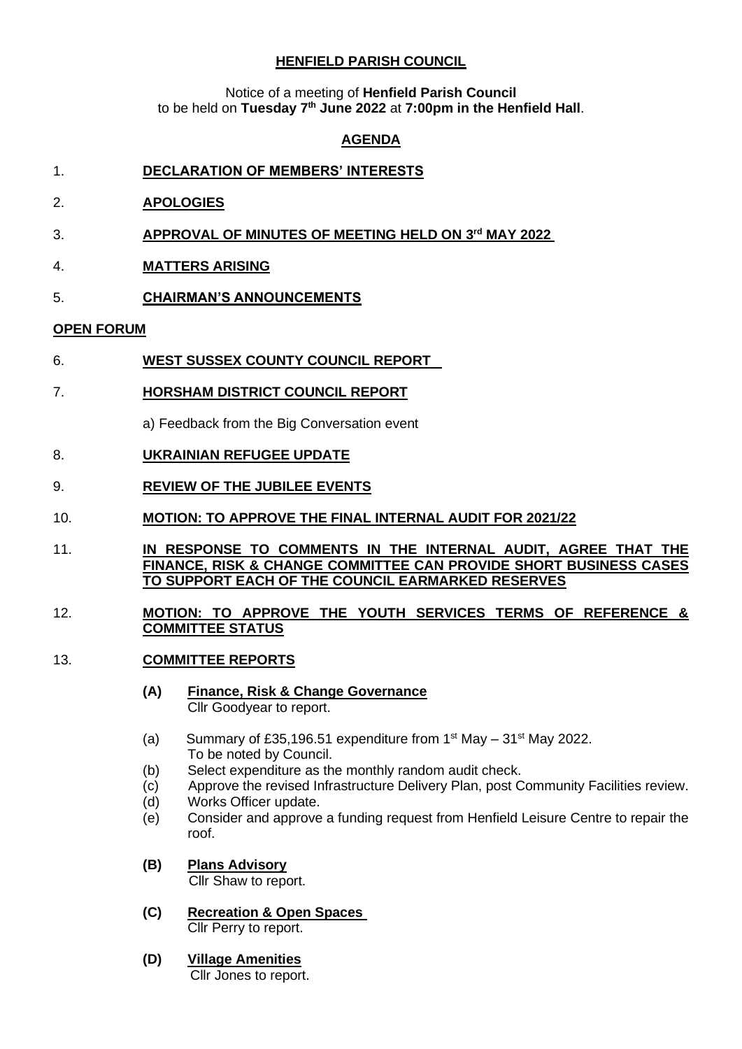# HENFIELD PARISH COUNCIL

Notice of a meeting of **Henfield Parish Council** to be held on **Tuesday 7th June 2022** at **7:00pm in the Henfield Hall**.

## AGENDA

1. **DECLARATION OF MEMBERS' INTERESTS**

2. **APOLOGIES**

3. **APPROVAL OF MINUTES OF MEETING HELD ON 3rd MAY 2022**

4. **MATTERS ARISING**

5. **CHAIRMAN'S ANNOUNCEMENTS**

**OPEN FORUM**

6. **WEST SUSSEX COUNTY COUNCIL REPORT**

7. **HORSHAM DISTRICT COUNCIL REPORT**

   a) Feedback from the Big Conversation event

8. **UKRAINIAN REFUGEE UPDATE**

9. **REVIEW OF THE JUBILEE EVENTS**

10. **MOTION: TO APPROVE THE FINAL INTERNAL AUDIT FOR 2021/22**

11. **IN RESPONSE TO COMMENTS IN THE INTERNAL AUDIT, AGREE THAT THE FINANCE, RISK & CHANGE COMMITTEE CAN PROVIDE SHORT BUSINESS CASES TO SUPPORT EACH OF THE COUNCIL EARMARKED RESERVES**

12. **MOTION: TO APPROVE THE YOUTH SERVICES TERMS OF REFERENCE & COMMITTEE STATUS**

13. **COMMITTEE REPORTS**

    **(A) Finance, Risk & Change Governance**
    Cllr Goodyear to report.

    (a) Summary of £35,196.51 expenditure from 1st May – 31st May 2022. To be noted by Council.
    (b) Select expenditure as the monthly random audit check.
    (c) Approve the revised Infrastructure Delivery Plan, post Community Facilities review.
    (d) Works Officer update.
    (e) Consider and approve a funding request from Henfield Leisure Centre to repair the roof.

    **(B) Plans Advisory**
    Cllr Shaw to report.

    **(C) Recreation & Open Spaces**
    Cllr Perry to report.

    **(D) Village Amenities**
    Cllr Jones to report.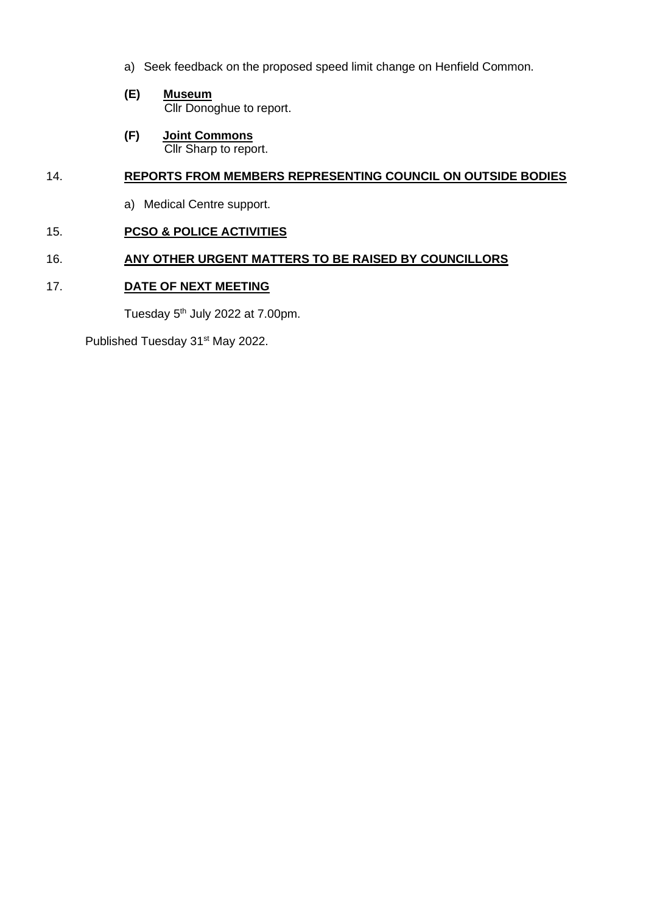a) Seek feedback on the proposed speed limit change on Henfield Common.

**(E) Museum**
Cllr Donoghue to report.

**(F) Joint Commons**
Cllr Sharp to report.

## 14. REPORTS FROM MEMBERS REPRESENTING COUNCIL ON OUTSIDE BODIES

a) Medical Centre support.

## 15. PCSO & POLICE ACTIVITIES

## 16. ANY OTHER URGENT MATTERS TO BE RAISED BY COUNCILLORS

## 17. DATE OF NEXT MEETING

Tuesday 5th July 2022 at 7.00pm.

Published Tuesday 31st May 2022.